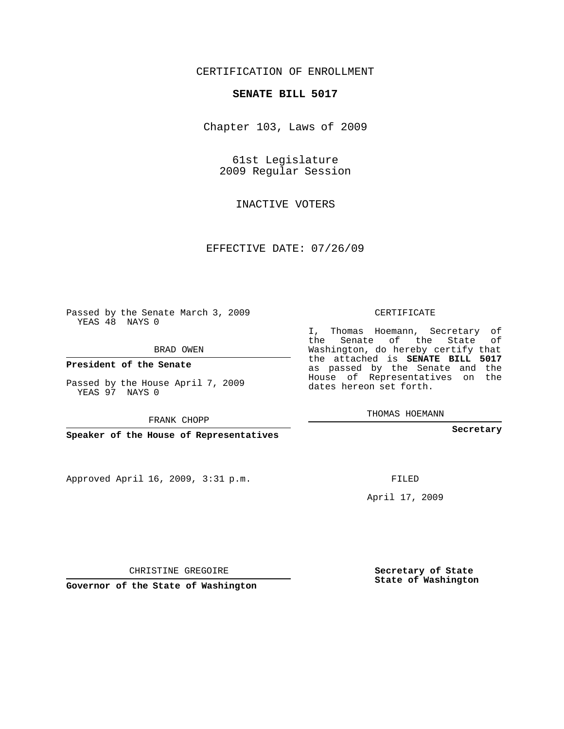CERTIFICATION OF ENROLLMENT

**SENATE BILL 5017**

Chapter 103, Laws of 2009

61st Legislature
2009 Regular Session

INACTIVE VOTERS

EFFECTIVE DATE: 07/26/09

Passed by the Senate March 3, 2009
YEAS 48 NAYS 0

BRAD OWEN

**President of the Senate**

Passed by the House April 7, 2009
YEAS 97 NAYS 0

FRANK CHOPP

**Speaker of the House of Representatives**

Approved April 16, 2009, 3:31 p.m.

CHRISTINE GREGOIRE

**Governor of the State of Washington**

CERTIFICATE

I, Thomas Hoemann, Secretary of the Senate of the State of Washington, do hereby certify that the attached is **SENATE BILL 5017** as passed by the Senate and the House of Representatives on the dates hereon set forth.

THOMAS HOEMANN

**Secretary**

FILED

April 17, 2009

**Secretary of State**
**State of Washington**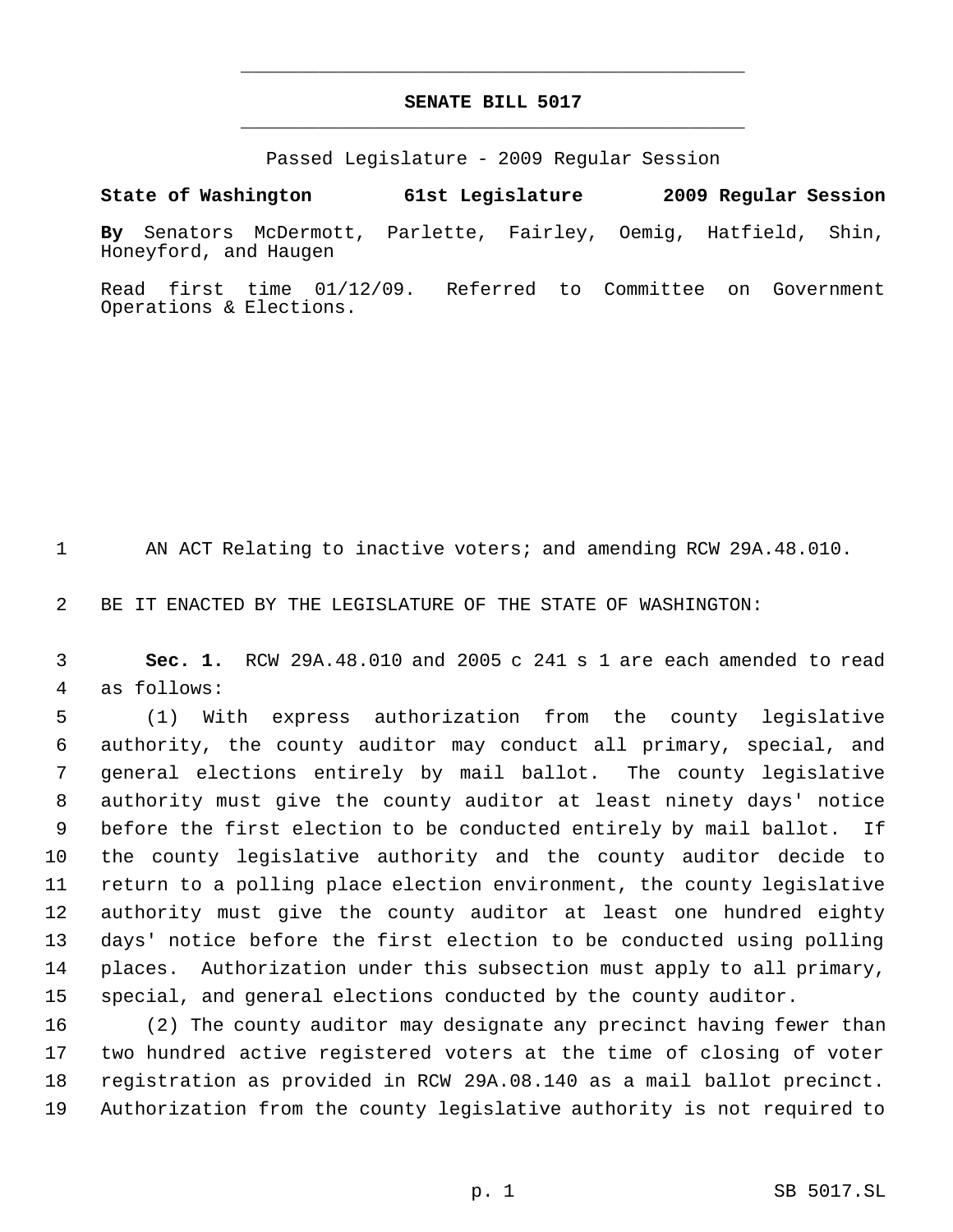# SENATE BILL 5017

Passed Legislature - 2009 Regular Session

**State of Washington 61st Legislature 2009 Regular Session**

**By** Senators McDermott, Parlette, Fairley, Oemig, Hatfield, Shin, Honeyford, and Haugen

Read first time 01/12/09. Referred to Committee on Government Operations & Elections.

AN ACT Relating to inactive voters; and amending RCW 29A.48.010.

BE IT ENACTED BY THE LEGISLATURE OF THE STATE OF WASHINGTON:

**Sec. 1.** RCW 29A.48.010 and 2005 c 241 s 1 are each amended to read as follows:

(1) With express authorization from the county legislative authority, the county auditor may conduct all primary, special, and general elections entirely by mail ballot. The county legislative authority must give the county auditor at least ninety days' notice before the first election to be conducted entirely by mail ballot. If the county legislative authority and the county auditor decide to return to a polling place election environment, the county legislative authority must give the county auditor at least one hundred eighty days' notice before the first election to be conducted using polling places. Authorization under this subsection must apply to all primary, special, and general elections conducted by the county auditor.

(2) The county auditor may designate any precinct having fewer than two hundred active registered voters at the time of closing of voter registration as provided in RCW 29A.08.140 as a mail ballot precinct. Authorization from the county legislative authority is not required to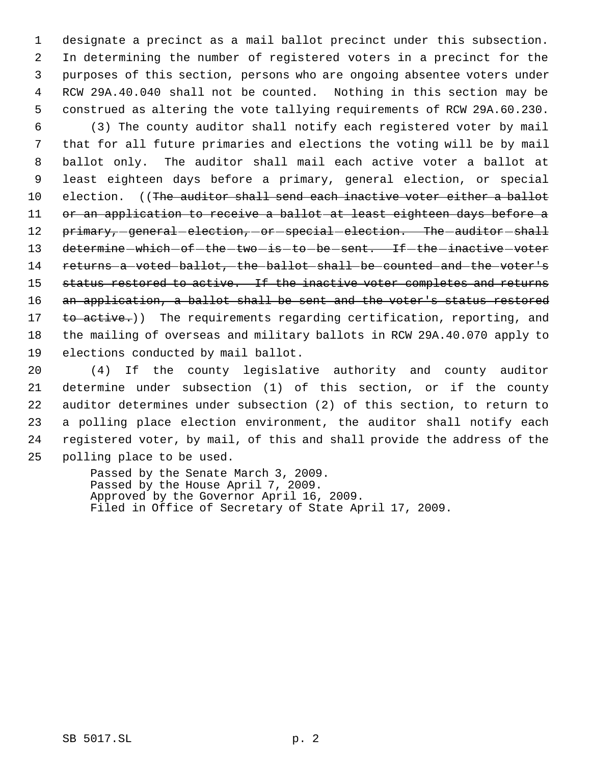designate a precinct as a mail ballot precinct under this subsection. In determining the number of registered voters in a precinct for the purposes of this section, persons who are ongoing absentee voters under RCW 29A.40.040 shall not be counted. Nothing in this section may be construed as altering the vote tallying requirements of RCW 29A.60.230.

(3) The county auditor shall notify each registered voter by mail that for all future primaries and elections the voting will be by mail ballot only. The auditor shall mail each active voter a ballot at least eighteen days before a primary, general election, or special election. ((~~The auditor shall send each inactive voter either a ballot or an application to receive a ballot at least eighteen days before a primary, general election, or special election. The auditor shall determine which of the two is to be sent. If the inactive voter returns a voted ballot, the ballot shall be counted and the voter's status restored to active. If the inactive voter completes and returns an application, a ballot shall be sent and the voter's status restored to active.~~)) The requirements regarding certification, reporting, and the mailing of overseas and military ballots in RCW 29A.40.070 apply to elections conducted by mail ballot.

(4) If the county legislative authority and county auditor determine under subsection (1) of this section, or if the county auditor determines under subsection (2) of this section, to return to a polling place election environment, the auditor shall notify each registered voter, by mail, of this and shall provide the address of the polling place to be used.

Passed by the Senate March 3, 2009.
Passed by the House April 7, 2009.
Approved by the Governor April 16, 2009.
Filed in Office of Secretary of State April 17, 2009.